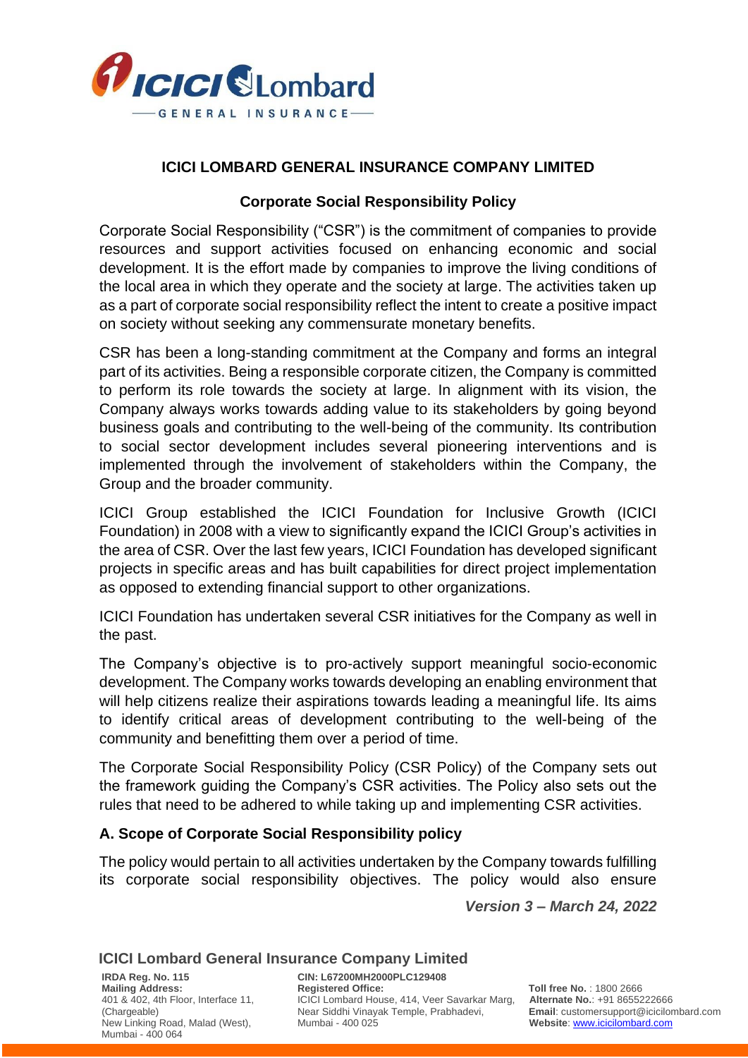# ICICI LOMBARD GENERAL INSURANCE COMPANY LIMITED

## Corporate Social Responsibility Policy

Corporate Social Responsibility ("CSR") is the commitment of companies to provide resources and support activities focused on enhancing economic and social development. It is the effort made by companies to improve the living conditions of the local area in which they operate and the society at large. The activities taken up as a part of corporate social responsibility reflect the intent to create a positive impact on society without seeking any commensurate monetary benefits.

CSR has been a long-standing commitment at the Company and forms an integral part of its activities. Being a responsible corporate citizen, the Company is committed to perform its role towards the society at large. In alignment with its vision, the Company always works towards adding value to its stakeholders by going beyond business goals and contributing to the well-being of the community. Its contribution to social sector development includes several pioneering interventions and is implemented through the involvement of stakeholders within the Company, the Group and the broader community.

ICICI Group established the ICICI Foundation for Inclusive Growth (ICICI Foundation) in 2008 with a view to significantly expand the ICICI Group's activities in the area of CSR. Over the last few years, ICICI Foundation has developed significant projects in specific areas and has built capabilities for direct project implementation as opposed to extending financial support to other organizations.

ICICI Foundation has undertaken several CSR initiatives for the Company as well in the past.

The Company's objective is to pro-actively support meaningful socio-economic development. The Company works towards developing an enabling environment that will help citizens realize their aspirations towards leading a meaningful life. Its aims to identify critical areas of development contributing to the well-being of the community and benefitting them over a period of time.

The Corporate Social Responsibility Policy (CSR Policy) of the Company sets out the framework guiding the Company's CSR activities. The Policy also sets out the rules that need to be adhered to while taking up and implementing CSR activities.

### A. Scope of Corporate Social Responsibility policy

The policy would pertain to all activities undertaken by the Company towards fulfilling its corporate social responsibility objectives. The policy would also ensure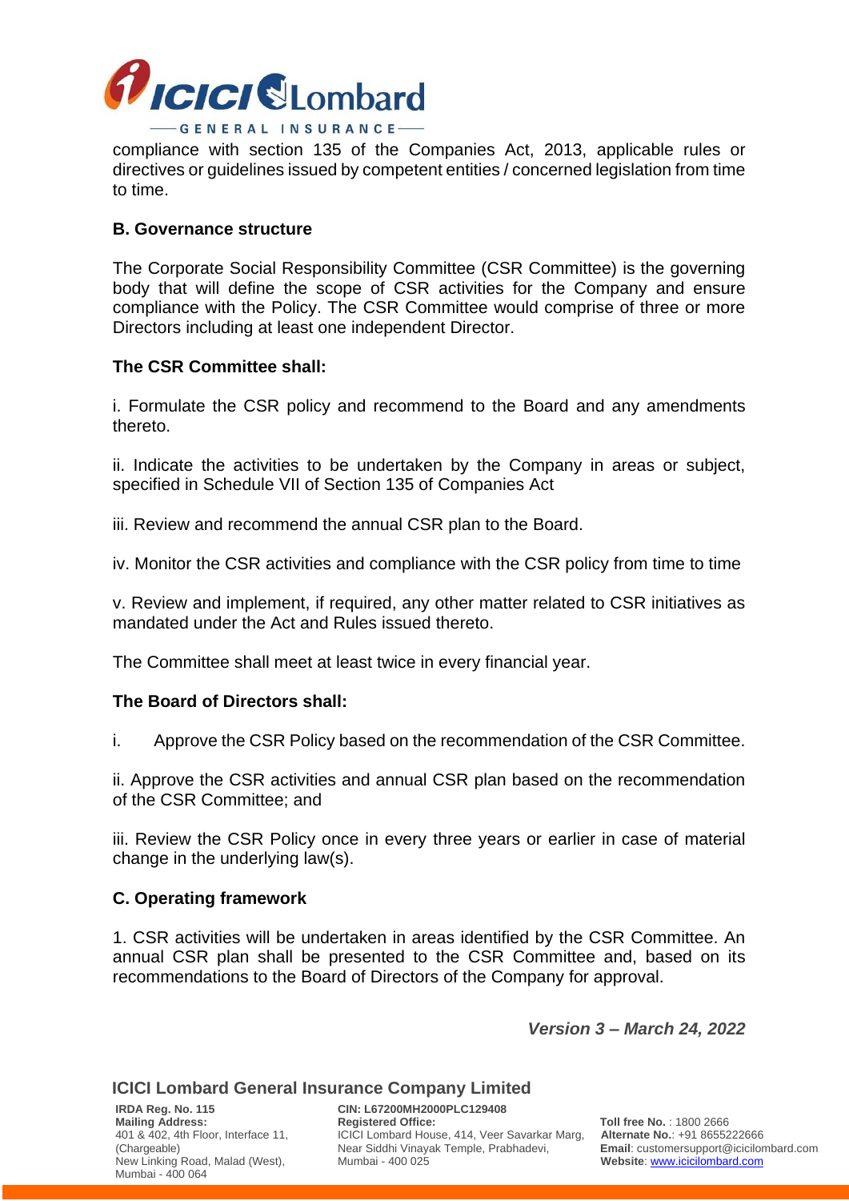compliance with section 135 of the Companies Act, 2013, applicable rules or directives or guidelines issued by competent entities / concerned legislation from time to time.

### B. Governance structure

The Corporate Social Responsibility Committee (CSR Committee) is the governing body that will define the scope of CSR activities for the Company and ensure compliance with the Policy. The CSR Committee would comprise of three or more Directors including at least one independent Director.

**The CSR Committee shall:**

i. Formulate the CSR policy and recommend to the Board and any amendments thereto.

ii. Indicate the activities to be undertaken by the Company in areas or subject, specified in Schedule VII of Section 135 of Companies Act

iii. Review and recommend the annual CSR plan to the Board.

iv. Monitor the CSR activities and compliance with the CSR policy from time to time

v. Review and implement, if required, any other matter related to CSR initiatives as mandated under the Act and Rules issued thereto.

The Committee shall meet at least twice in every financial year.

**The Board of Directors shall:**

i. Approve the CSR Policy based on the recommendation of the CSR Committee.

ii. Approve the CSR activities and annual CSR plan based on the recommendation of the CSR Committee; and

iii. Review the CSR Policy once in every three years or earlier in case of material change in the underlying law(s).

### C. Operating framework

1. CSR activities will be undertaken in areas identified by the CSR Committee. An annual CSR plan shall be presented to the CSR Committee and, based on its recommendations to the Board of Directors of the Company for approval.

***Version 3 – March 24, 2022***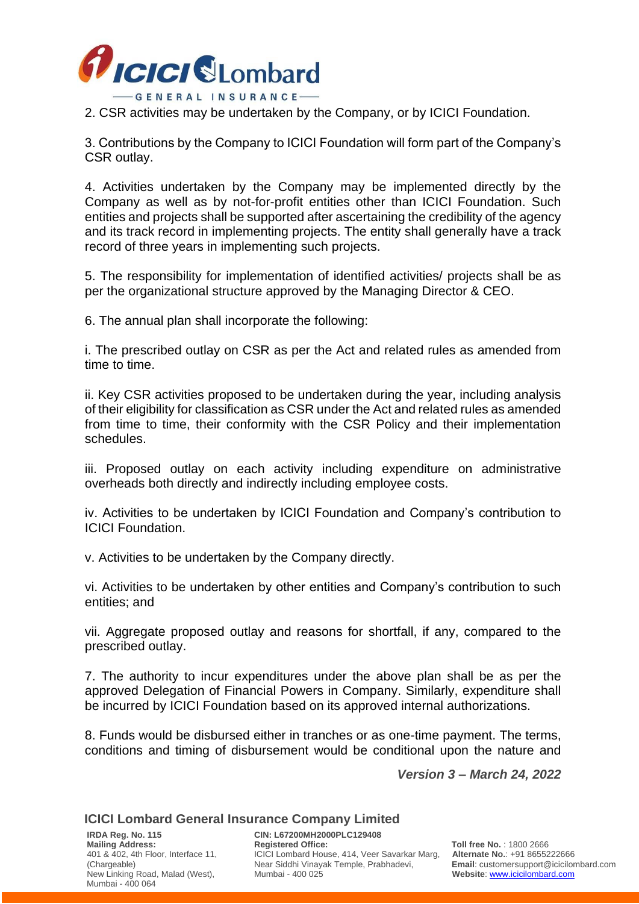2. CSR activities may be undertaken by the Company, or by ICICI Foundation.

3. Contributions by the Company to ICICI Foundation will form part of the Company's CSR outlay.

4. Activities undertaken by the Company may be implemented directly by the Company as well as by not-for-profit entities other than ICICI Foundation. Such entities and projects shall be supported after ascertaining the credibility of the agency and its track record in implementing projects. The entity shall generally have a track record of three years in implementing such projects.

5. The responsibility for implementation of identified activities/ projects shall be as per the organizational structure approved by the Managing Director & CEO.

6. The annual plan shall incorporate the following:

i. The prescribed outlay on CSR as per the Act and related rules as amended from time to time.

ii. Key CSR activities proposed to be undertaken during the year, including analysis of their eligibility for classification as CSR under the Act and related rules as amended from time to time, their conformity with the CSR Policy and their implementation schedules.

iii. Proposed outlay on each activity including expenditure on administrative overheads both directly and indirectly including employee costs.

iv. Activities to be undertaken by ICICI Foundation and Company's contribution to ICICI Foundation.

v. Activities to be undertaken by the Company directly.

vi. Activities to be undertaken by other entities and Company's contribution to such entities; and

vii. Aggregate proposed outlay and reasons for shortfall, if any, compared to the prescribed outlay.

7. The authority to incur expenditures under the above plan shall be as per the approved Delegation of Financial Powers in Company. Similarly, expenditure shall be incurred by ICICI Foundation based on its approved internal authorizations.

8. Funds would be disbursed either in tranches or as one-time payment. The terms, conditions and timing of disbursement would be conditional upon the nature and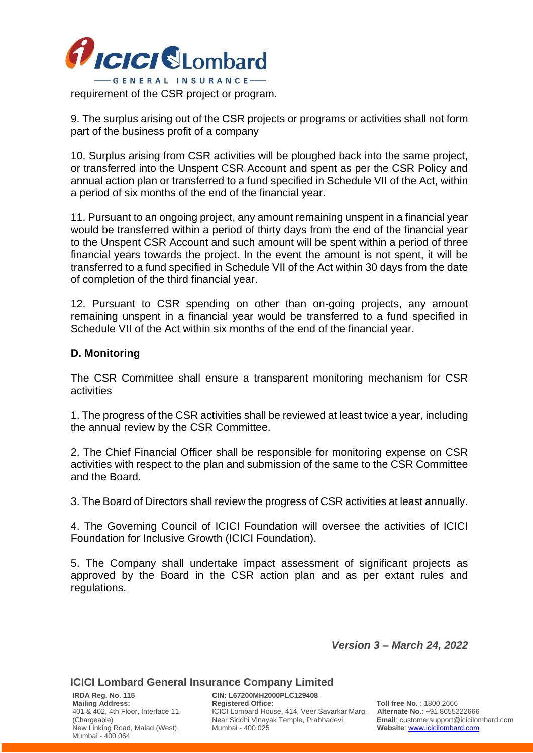requirement of the CSR project or program.

9. The surplus arising out of the CSR projects or programs or activities shall not form part of the business profit of a company

10. Surplus arising from CSR activities will be ploughed back into the same project, or transferred into the Unspent CSR Account and spent as per the CSR Policy and annual action plan or transferred to a fund specified in Schedule VII of the Act, within a period of six months of the end of the financial year.

11. Pursuant to an ongoing project, any amount remaining unspent in a financial year would be transferred within a period of thirty days from the end of the financial year to the Unspent CSR Account and such amount will be spent within a period of three financial years towards the project. In the event the amount is not spent, it will be transferred to a fund specified in Schedule VII of the Act within 30 days from the date of completion of the third financial year.

12. Pursuant to CSR spending on other than on-going projects, any amount remaining unspent in a financial year would be transferred to a fund specified in Schedule VII of the Act within six months of the end of the financial year.

**D. Monitoring**

The CSR Committee shall ensure a transparent monitoring mechanism for CSR activities

1. The progress of the CSR activities shall be reviewed at least twice a year, including the annual review by the CSR Committee.

2. The Chief Financial Officer shall be responsible for monitoring expense on CSR activities with respect to the plan and submission of the same to the CSR Committee and the Board.

3. The Board of Directors shall review the progress of CSR activities at least annually.

4. The Governing Council of ICICI Foundation will oversee the activities of ICICI Foundation for Inclusive Growth (ICICI Foundation).

5. The Company shall undertake impact assessment of significant projects as approved by the Board in the CSR action plan and as per extant rules and regulations.

***Version 3 – March 24, 2022***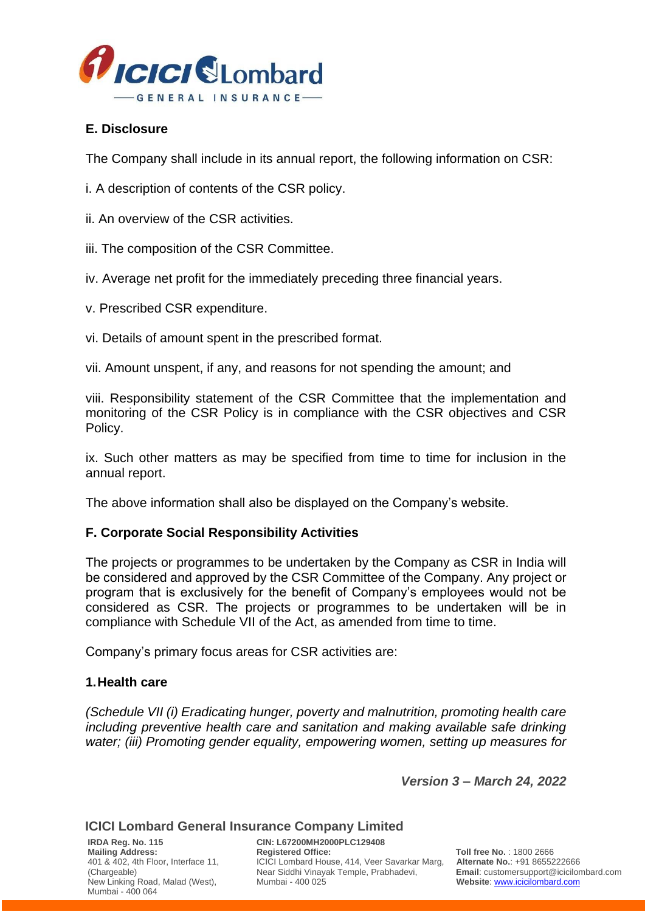## E. Disclosure

The Company shall include in its annual report, the following information on CSR:

i. A description of contents of the CSR policy.

ii. An overview of the CSR activities.

iii. The composition of the CSR Committee.

iv. Average net profit for the immediately preceding three financial years.

v. Prescribed CSR expenditure.

vi. Details of amount spent in the prescribed format.

vii. Amount unspent, if any, and reasons for not spending the amount; and

viii. Responsibility statement of the CSR Committee that the implementation and monitoring of the CSR Policy is in compliance with the CSR objectives and CSR Policy.

ix. Such other matters as may be specified from time to time for inclusion in the annual report.

The above information shall also be displayed on the Company's website.

## F. Corporate Social Responsibility Activities

The projects or programmes to be undertaken by the Company as CSR in India will be considered and approved by the CSR Committee of the Company. Any project or program that is exclusively for the benefit of Company's employees would not be considered as CSR. The projects or programmes to be undertaken will be in compliance with Schedule VII of the Act, as amended from time to time.

Company's primary focus areas for CSR activities are:

### 1. Health care

*(Schedule VII (i) Eradicating hunger, poverty and malnutrition, promoting health care including preventive health care and sanitation and making available safe drinking water; (iii) Promoting gender equality, empowering women, setting up measures for*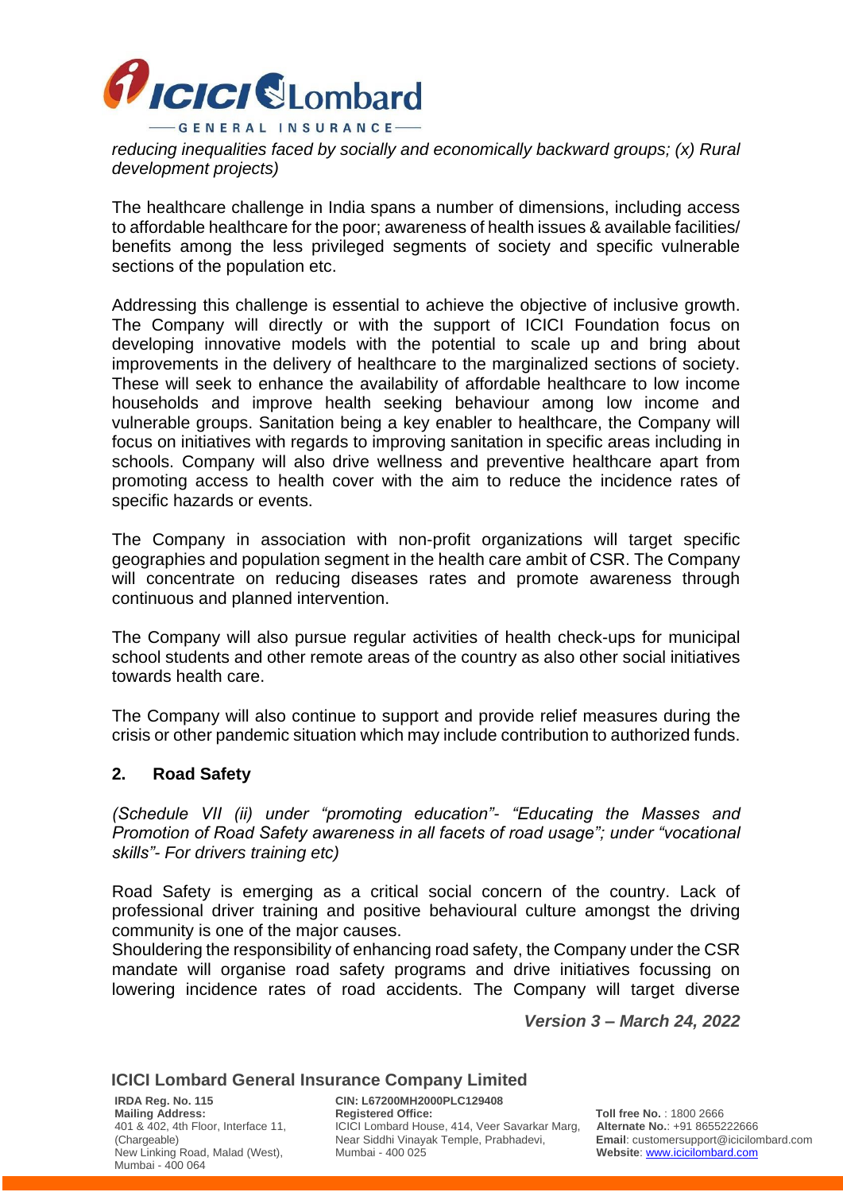*reducing inequalities faced by socially and economically backward groups; (x) Rural development projects)*

The healthcare challenge in India spans a number of dimensions, including access to affordable healthcare for the poor; awareness of health issues & available facilities/ benefits among the less privileged segments of society and specific vulnerable sections of the population etc.

Addressing this challenge is essential to achieve the objective of inclusive growth. The Company will directly or with the support of ICICI Foundation focus on developing innovative models with the potential to scale up and bring about improvements in the delivery of healthcare to the marginalized sections of society. These will seek to enhance the availability of affordable healthcare to low income households and improve health seeking behaviour among low income and vulnerable groups. Sanitation being a key enabler to healthcare, the Company will focus on initiatives with regards to improving sanitation in specific areas including in schools. Company will also drive wellness and preventive healthcare apart from promoting access to health cover with the aim to reduce the incidence rates of specific hazards or events.

The Company in association with non-profit organizations will target specific geographies and population segment in the health care ambit of CSR. The Company will concentrate on reducing diseases rates and promote awareness through continuous and planned intervention.

The Company will also pursue regular activities of health check-ups for municipal school students and other remote areas of the country as also other social initiatives towards health care.

The Company will also continue to support and provide relief measures during the crisis or other pandemic situation which may include contribution to authorized funds.

## 2. Road Safety

*(Schedule VII (ii) under "promoting education"- "Educating the Masses and Promotion of Road Safety awareness in all facets of road usage"; under "vocational skills"- For drivers training etc)*

Road Safety is emerging as a critical social concern of the country. Lack of professional driver training and positive behavioural culture amongst the driving community is one of the major causes.
Shouldering the responsibility of enhancing road safety, the Company under the CSR mandate will organise road safety programs and drive initiatives focussing on lowering incidence rates of road accidents. The Company will target diverse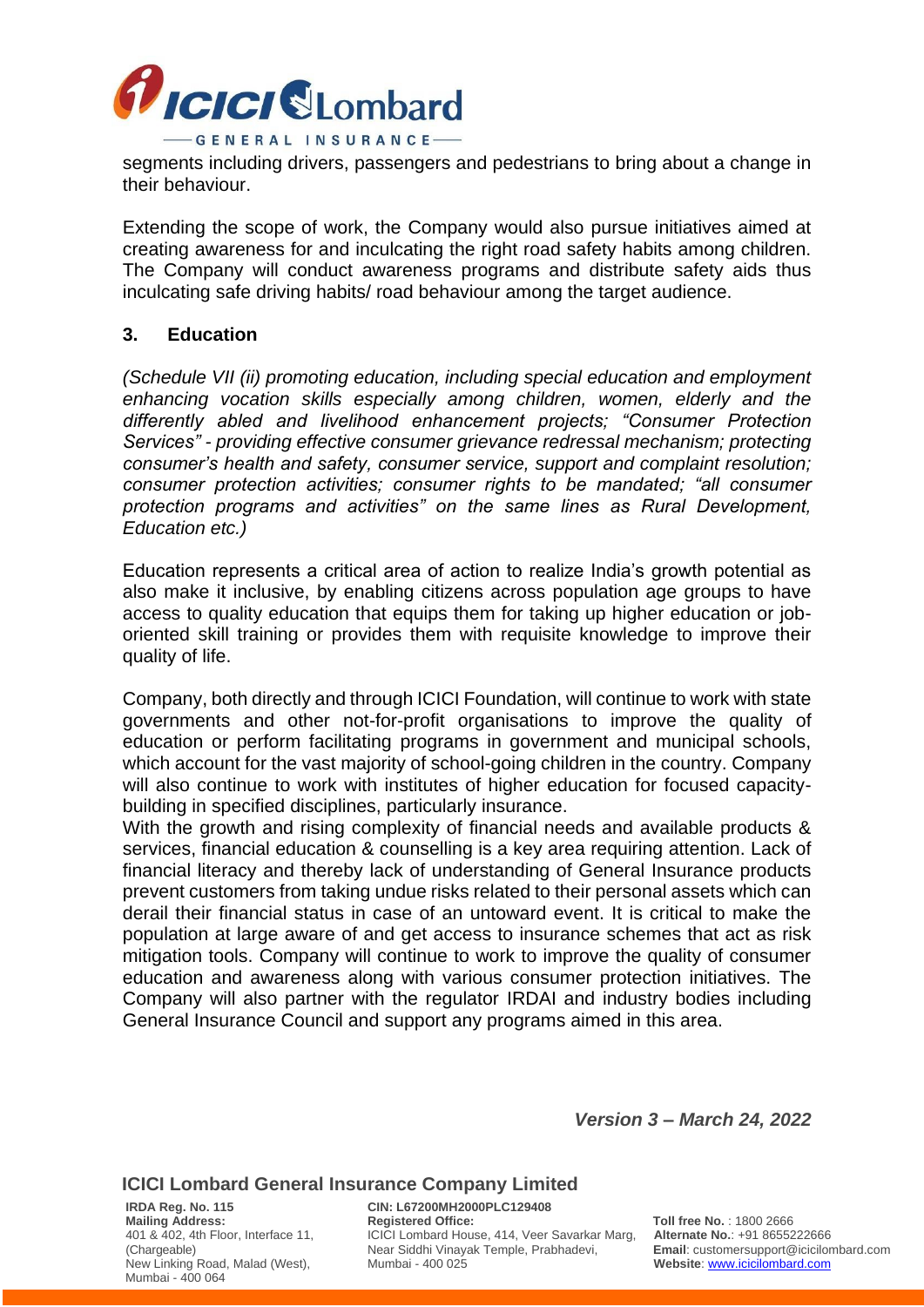segments including drivers, passengers and pedestrians to bring about a change in their behaviour.

Extending the scope of work, the Company would also pursue initiatives aimed at creating awareness for and inculcating the right road safety habits among children. The Company will conduct awareness programs and distribute safety aids thus inculcating safe driving habits/ road behaviour among the target audience.

### 3. Education

*(Schedule VII (ii) promoting education, including special education and employment enhancing vocation skills especially among children, women, elderly and the differently abled and livelihood enhancement projects; "Consumer Protection Services" - providing effective consumer grievance redressal mechanism; protecting consumer's health and safety, consumer service, support and complaint resolution; consumer protection activities; consumer rights to be mandated; "all consumer protection programs and activities" on the same lines as Rural Development, Education etc.)*

Education represents a critical area of action to realize India's growth potential as also make it inclusive, by enabling citizens across population age groups to have access to quality education that equips them for taking up higher education or job-oriented skill training or provides them with requisite knowledge to improve their quality of life.

Company, both directly and through ICICI Foundation, will continue to work with state governments and other not-for-profit organisations to improve the quality of education or perform facilitating programs in government and municipal schools, which account for the vast majority of school-going children in the country. Company will also continue to work with institutes of higher education for focused capacity-building in specified disciplines, particularly insurance.

With the growth and rising complexity of financial needs and available products & services, financial education & counselling is a key area requiring attention. Lack of financial literacy and thereby lack of understanding of General Insurance products prevent customers from taking undue risks related to their personal assets which can derail their financial status in case of an untoward event. It is critical to make the population at large aware of and get access to insurance schemes that act as risk mitigation tools. Company will continue to work to improve the quality of consumer education and awareness along with various consumer protection initiatives. The Company will also partner with the regulator IRDAI and industry bodies including General Insurance Council and support any programs aimed in this area.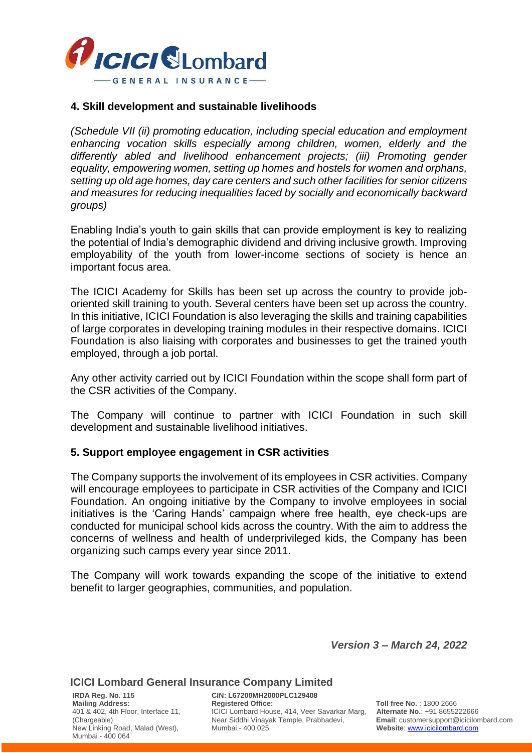### 4. Skill development and sustainable livelihoods

*(Schedule VII (ii) promoting education, including special education and employment enhancing vocation skills especially among children, women, elderly and the differently abled and livelihood enhancement projects; (iii) Promoting gender equality, empowering women, setting up homes and hostels for women and orphans, setting up old age homes, day care centers and such other facilities for senior citizens and measures for reducing inequalities faced by socially and economically backward groups)*

Enabling India's youth to gain skills that can provide employment is key to realizing the potential of India's demographic dividend and driving inclusive growth. Improving employability of the youth from lower-income sections of society is hence an important focus area.

The ICICI Academy for Skills has been set up across the country to provide job-oriented skill training to youth. Several centers have been set up across the country. In this initiative, ICICI Foundation is also leveraging the skills and training capabilities of large corporates in developing training modules in their respective domains. ICICI Foundation is also liaising with corporates and businesses to get the trained youth employed, through a job portal.

Any other activity carried out by ICICI Foundation within the scope shall form part of the CSR activities of the Company.

The Company will continue to partner with ICICI Foundation in such skill development and sustainable livelihood initiatives.

### 5. Support employee engagement in CSR activities

The Company supports the involvement of its employees in CSR activities. Company will encourage employees to participate in CSR activities of the Company and ICICI Foundation. An ongoing initiative by the Company to involve employees in social initiatives is the 'Caring Hands' campaign where free health, eye check-ups are conducted for municipal school kids across the country. With the aim to address the concerns of wellness and health of underprivileged kids, the Company has been organizing such camps every year since 2011.

The Company will work towards expanding the scope of the initiative to extend benefit to larger geographies, communities, and population.

***Version 3 – March 24, 2022***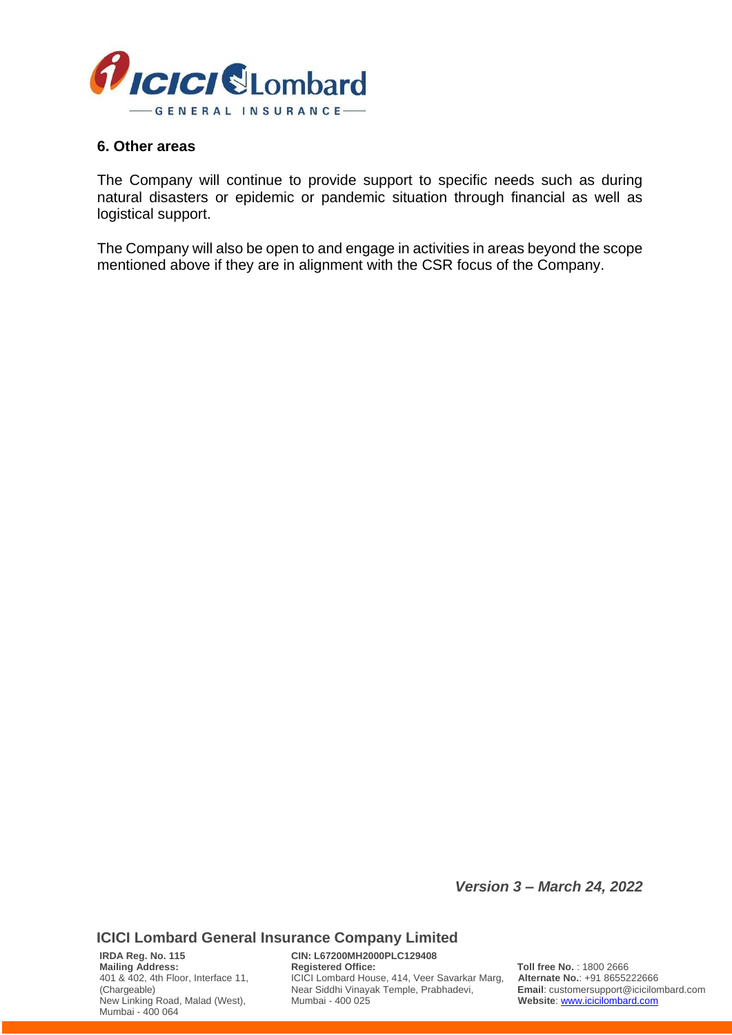## 6. Other areas

The Company will continue to provide support to specific needs such as during natural disasters or epidemic or pandemic situation through financial as well as logistical support.

The Company will also be open to and engage in activities in areas beyond the scope mentioned above if they are in alignment with the CSR focus of the Company.

*Version 3 – March 24, 2022*